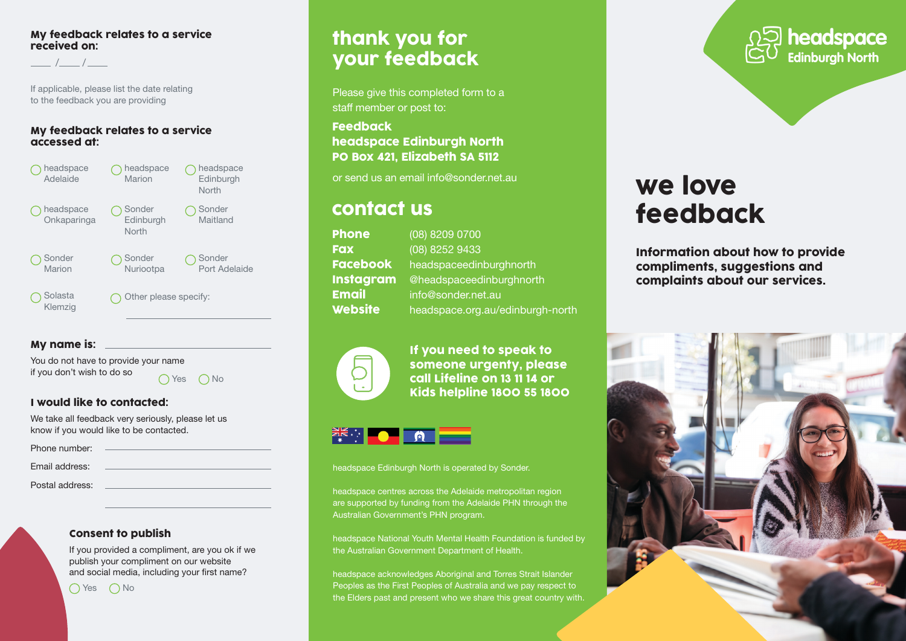## My feedback relates to a service received on:

____ /____ /____

If applicable, please list the date relating to the feedback you are providing

## My feedback relates to a service accessed at:

- ◯ headspace Adelaide
- ◯ headspace Marion
- ◯ headspace Edinburgh North
- ◯ headspace Onkaparinga
- ◯ Sonder Edinburgh North
- ◯ Sonder Maitland
- ◯ Sonder Marion
- ◯ Sonder Nuriootpa
- ◯ Sonder Port Adelaide
- ◯ Solasta Klemzig
- ◯ Other please specify: ____________________

**My name is:** ____________________

You do not have to provide your name if you don't wish to do so ◯ Yes ◯ No

## I would like to contacted:

We take all feedback very seriously, please let us know if you would like to be contacted.

Phone number: ____________________

Email address: ____________________

Postal address: ____________________

____________________

## Consent to publish

If you provided a compliment, are you ok if we publish your compliment on our website and social media, including your first name?

◯ Yes ◯ No

# thank you for your feedback

Please give this completed form to a staff member or post to:

**Feedback**
**headspace Edinburgh North**
**PO Box 421, Elizabeth SA 5112**

or send us an email info@sonder.net.au

# contact us

**Phone** (08) 8209 0700
**Fax** (08) 8252 9433
**Facebook** headspaceedinburghnorth
**Instagram** @headspaceedinburghnorth
**Email** info@sonder.net.au
**Website** headspace.org.au/edinburgh-north

**If you need to speak to someone urgenty, please call Lifeline on 13 11 14 or Kids helpline 1800 55 1800**

headspace Edinburgh North is operated by Sonder.

headspace centres across the Adelaide metropolitan region are supported by funding from the Adelaide PHN through the Australian Government's PHN program.

headspace National Youth Mental Health Foundation is funded by the Australian Government Department of Health.

headspace acknowledges Aboriginal and Torres Strait Islander Peoples as the First Peoples of Australia and we pay respect to the Elders past and present who we share this great country with.

headspace Edinburgh North

# we love feedback

**Information about how to provide compliments, suggestions and complaints about our services.**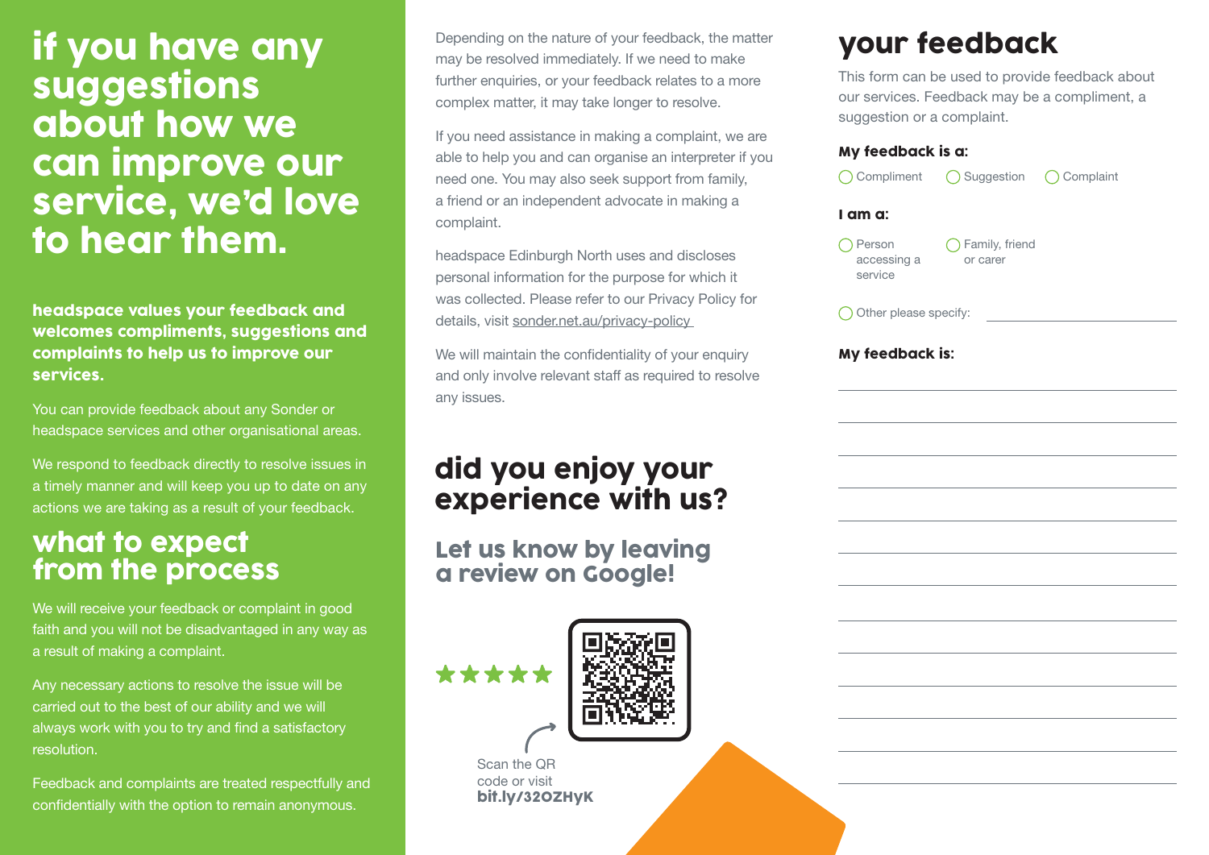# if you have any suggestions about how we can improve our service, we'd love to hear them.

**headspace values your feedback and welcomes compliments, suggestions and complaints to help us to improve our services.**

You can provide feedback about any Sonder or headspace services and other organisational areas.

We respond to feedback directly to resolve issues in a timely manner and will keep you up to date on any actions we are taking as a result of your feedback.

## what to expect from the process

We will receive your feedback or complaint in good faith and you will not be disadvantaged in any way as a result of making a complaint.

Any necessary actions to resolve the issue will be carried out to the best of our ability and we will always work with you to try and find a satisfactory resolution.

Feedback and complaints are treated respectfully and confidentially with the option to remain anonymous.

Depending on the nature of your feedback, the matter may be resolved immediately. If we need to make further enquiries, or your feedback relates to a more complex matter, it may take longer to resolve.

If you need assistance in making a complaint, we are able to help you and can organise an interpreter if you need one. You may also seek support from family, a friend or an independent advocate in making a complaint.

headspace Edinburgh North uses and discloses personal information for the purpose for which it was collected. Please refer to our Privacy Policy for details, visit sonder.net.au/privacy-policy

We will maintain the confidentiality of your enquiry and only involve relevant staff as required to resolve any issues.

## did you enjoy your experience with us?

### Let us know by leaving a review on Google!

★★★★★

Scan the QR code or visit **bit.ly/32OZHyK**

## your feedback

This form can be used to provide feedback about our services. Feedback may be a compliment, a suggestion or a complaint.

**My feedback is a:**

◯ Compliment ◯ Suggestion ◯ Complaint

**I am a:**

◯ Person accessing a service ◯ Family, friend or carer

◯ Other please specify: ______________________

**My feedback is:**

______________________________________________

______________________________________________

______________________________________________

______________________________________________

______________________________________________

______________________________________________

______________________________________________

______________________________________________

______________________________________________

______________________________________________

______________________________________________

______________________________________________

______________________________________________